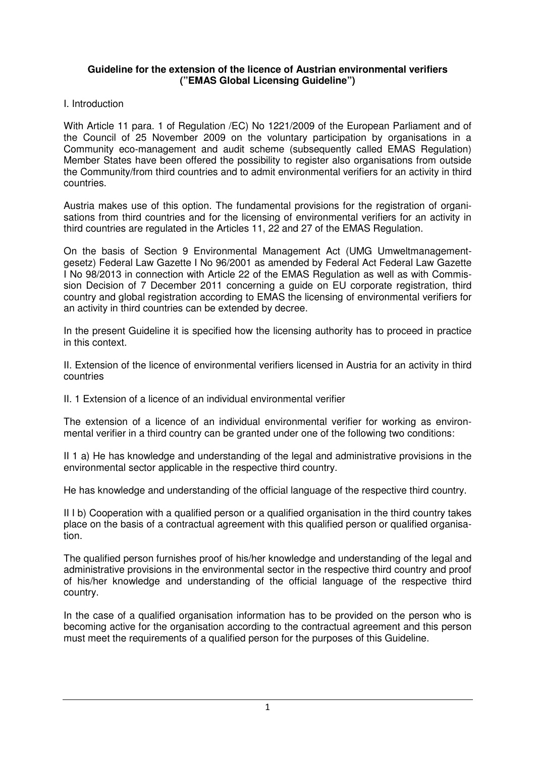**Guideline for the extension of the licence of Austrian environmental verifiers ("EMAS Global Licensing Guideline")**

I. Introduction

With Article 11 para. 1 of Regulation /EC) No 1221/2009 of the European Parliament and of the Council of 25 November 2009 on the voluntary participation by organisations in a Community eco-management and audit scheme (subsequently called EMAS Regulation) Member States have been offered the possibility to register also organisations from outside the Community/from third countries and to admit environmental verifiers for an activity in third countries.

Austria makes use of this option. The fundamental provisions for the registration of organisations from third countries and for the licensing of environmental verifiers for an activity in third countries are regulated in the Articles 11, 22 and 27 of the EMAS Regulation.

On the basis of Section 9 Environmental Management Act (UMG Umweltmanagementgesetz) Federal Law Gazette I No 96/2001 as amended by Federal Act Federal Law Gazette I No 98/2013 in connection with Article 22 of the EMAS Regulation as well as with Commission Decision of 7 December 2011 concerning a guide on EU corporate registration, third country and global registration according to EMAS the licensing of environmental verifiers for an activity in third countries can be extended by decree.

In the present Guideline it is specified how the licensing authority has to proceed in practice in this context.

II. Extension of the licence of environmental verifiers licensed in Austria for an activity in third countries

II. 1 Extension of a licence of an individual environmental verifier

The extension of a licence of an individual environmental verifier for working as environmental verifier in a third country can be granted under one of the following two conditions:

II 1 a) He has knowledge and understanding of the legal and administrative provisions in the environmental sector applicable in the respective third country.

He has knowledge and understanding of the official language of the respective third country.

II I b) Cooperation with a qualified person or a qualified organisation in the third country takes place on the basis of a contractual agreement with this qualified person or qualified organisation.

The qualified person furnishes proof of his/her knowledge and understanding of the legal and administrative provisions in the environmental sector in the respective third country and proof of his/her knowledge and understanding of the official language of the respective third country.

In the case of a qualified organisation information has to be provided on the person who is becoming active for the organisation according to the contractual agreement and this person must meet the requirements of a qualified person for the purposes of this Guideline.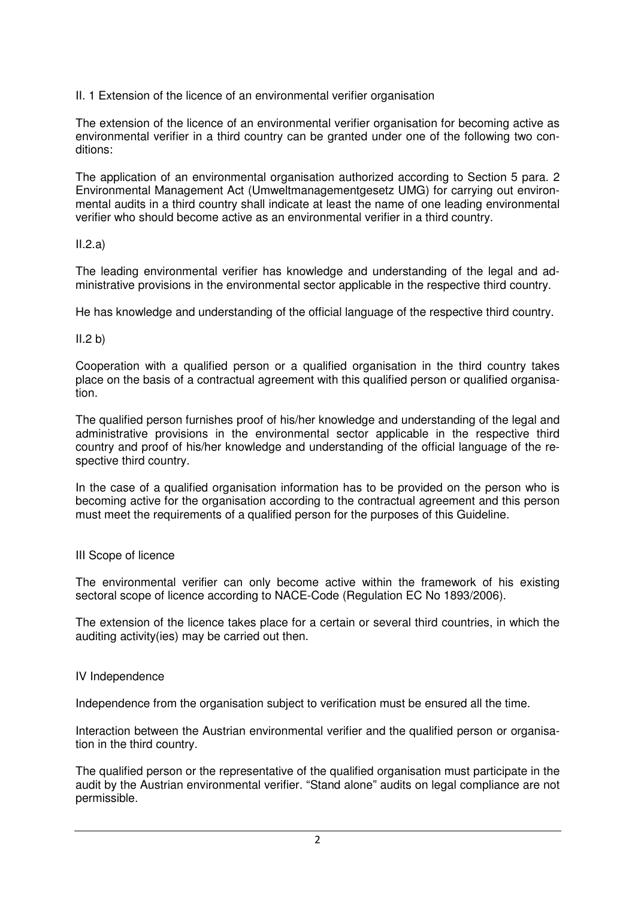## II. 1 Extension of the licence of an environmental verifier organisation

The extension of the licence of an environmental verifier organisation for becoming active as environmental verifier in a third country can be granted under one of the following two conditions:

The application of an environmental organisation authorized according to Section 5 para. 2 Environmental Management Act (Umweltmanagementgesetz UMG) for carrying out environmental audits in a third country shall indicate at least the name of one leading environmental verifier who should become active as an environmental verifier in a third country.

### II.2.a)

The leading environmental verifier has knowledge and understanding of the legal and administrative provisions in the environmental sector applicable in the respective third country.

He has knowledge and understanding of the official language of the respective third country.

### II.2 b)

Cooperation with a qualified person or a qualified organisation in the third country takes place on the basis of a contractual agreement with this qualified person or qualified organisation.

The qualified person furnishes proof of his/her knowledge and understanding of the legal and administrative provisions in the environmental sector applicable in the respective third country and proof of his/her knowledge and understanding of the official language of the respective third country.

In the case of a qualified organisation information has to be provided on the person who is becoming active for the organisation according to the contractual agreement and this person must meet the requirements of a qualified person for the purposes of this Guideline.

## III Scope of licence

The environmental verifier can only become active within the framework of his existing sectoral scope of licence according to NACE-Code (Regulation EC No 1893/2006).

The extension of the licence takes place for a certain or several third countries, in which the auditing activity(ies) may be carried out then.

## IV Independence

Independence from the organisation subject to verification must be ensured all the time.

Interaction between the Austrian environmental verifier and the qualified person or organisation in the third country.

The qualified person or the representative of the qualified organisation must participate in the audit by the Austrian environmental verifier. “Stand alone” audits on legal compliance are not permissible.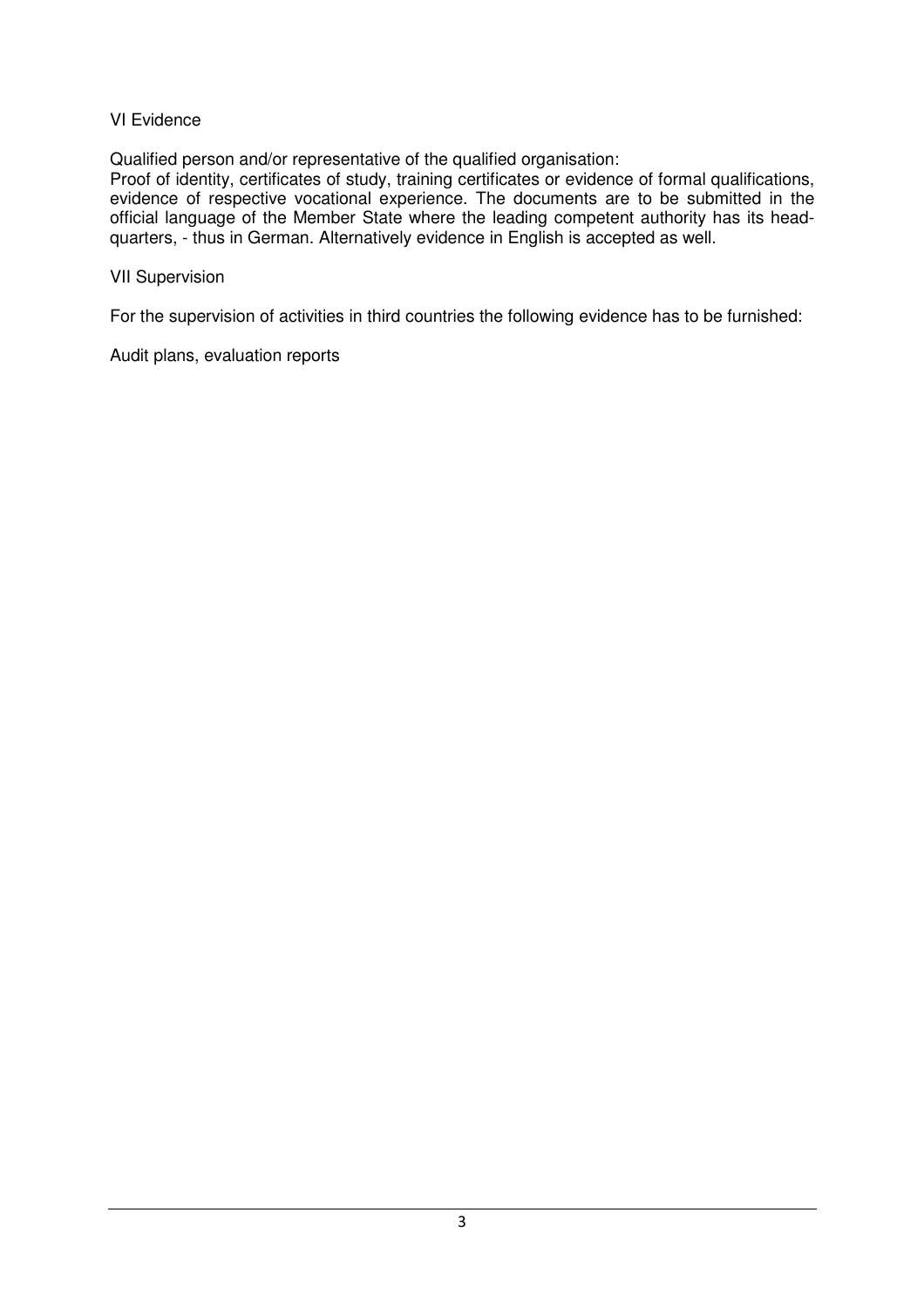## VI Evidence

Qualified person and/or representative of the qualified organisation:
Proof of identity, certificates of study, training certificates or evidence of formal qualifications, evidence of respective vocational experience. The documents are to be submitted in the official language of the Member State where the leading competent authority has its head-quarters, - thus in German. Alternatively evidence in English is accepted as well.

## VII Supervision

For the supervision of activities in third countries the following evidence has to be furnished:

Audit plans, evaluation reports